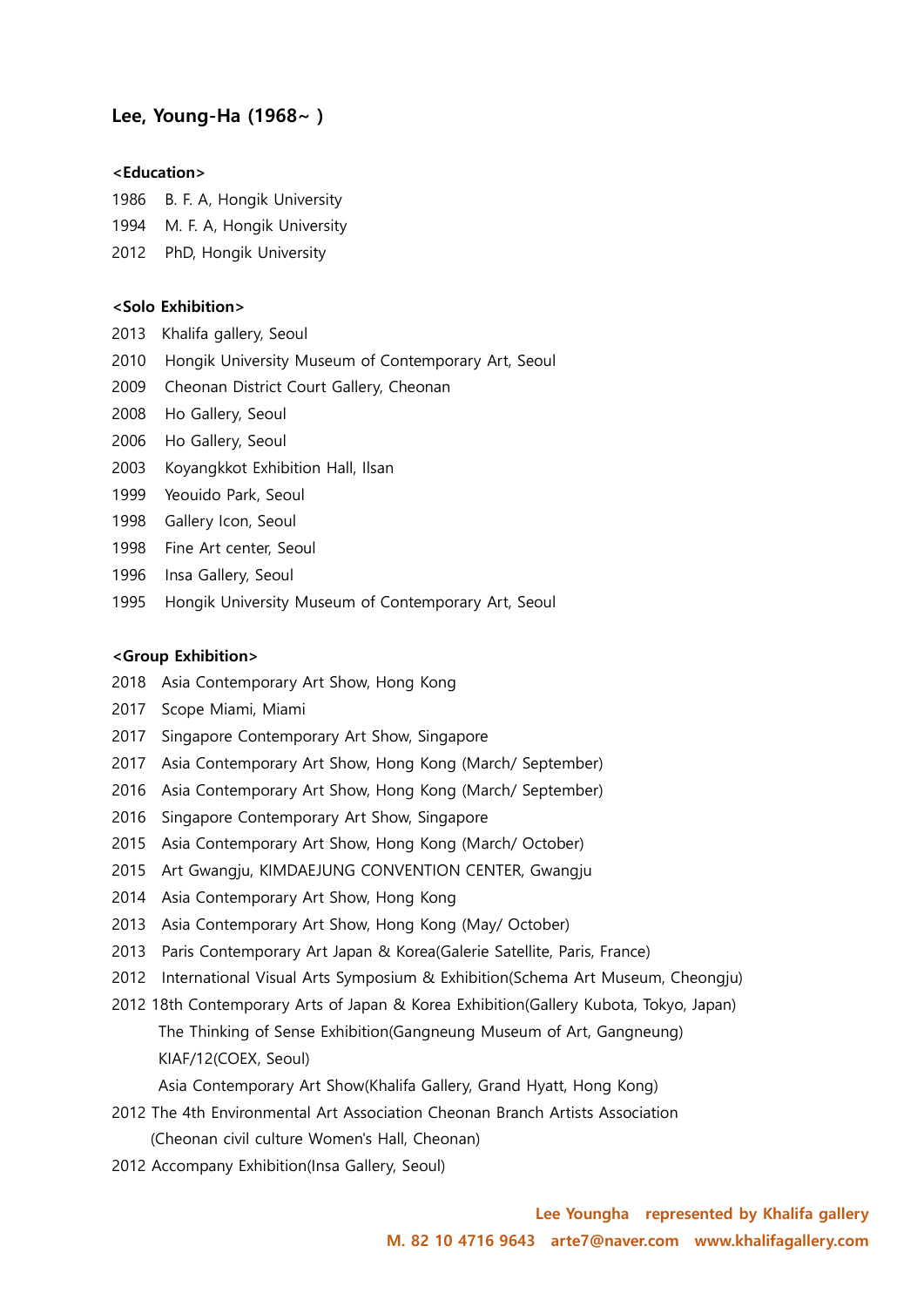## Lee, Young-Ha (1968~ )

**<Education>**

1986 B. F. A, Hongik University

1994 M. F. A, Hongik University

2012 PhD, Hongik University

**<Solo Exhibition>**

2013 Khalifa gallery, Seoul

2010 Hongik University Museum of Contemporary Art, Seoul

2009 Cheonan District Court Gallery, Cheonan

2008 Ho Gallery, Seoul

2006 Ho Gallery, Seoul

2003 Koyangkkot Exhibition Hall, Ilsan

1999 Yeouido Park, Seoul

1998 Gallery Icon, Seoul

1998 Fine Art center, Seoul

1996 Insa Gallery, Seoul

1995 Hongik University Museum of Contemporary Art, Seoul

**<Group Exhibition>**

2018 Asia Contemporary Art Show, Hong Kong

2017 Scope Miami, Miami

2017 Singapore Contemporary Art Show, Singapore

2017 Asia Contemporary Art Show, Hong Kong (March/ September)

2016 Asia Contemporary Art Show, Hong Kong (March/ September)

2016 Singapore Contemporary Art Show, Singapore

2015 Asia Contemporary Art Show, Hong Kong (March/ October)

2015 Art Gwangju, KIMDAEJUNG CONVENTION CENTER, Gwangju

2014 Asia Contemporary Art Show, Hong Kong

2013 Asia Contemporary Art Show, Hong Kong (May/ October)

2013 Paris Contemporary Art Japan & Korea(Galerie Satellite, Paris, France)

2012 International Visual Arts Symposium & Exhibition(Schema Art Museum, Cheongju)

2012 18th Contemporary Arts of Japan & Korea Exhibition(Gallery Kubota, Tokyo, Japan)
The Thinking of Sense Exhibition(Gangneung Museum of Art, Gangneung)
KIAF/12(COEX, Seoul)
Asia Contemporary Art Show(Khalifa Gallery, Grand Hyatt, Hong Kong)

2012 The 4th Environmental Art Association Cheonan Branch Artists Association
(Cheonan civil culture Women's Hall, Cheonan)

2012 Accompany Exhibition(Insa Gallery, Seoul)

**Lee Youngha represented by Khalifa gallery**
**M. 82 10 4716 9643 arte7@naver.com www.khalifagallery.com**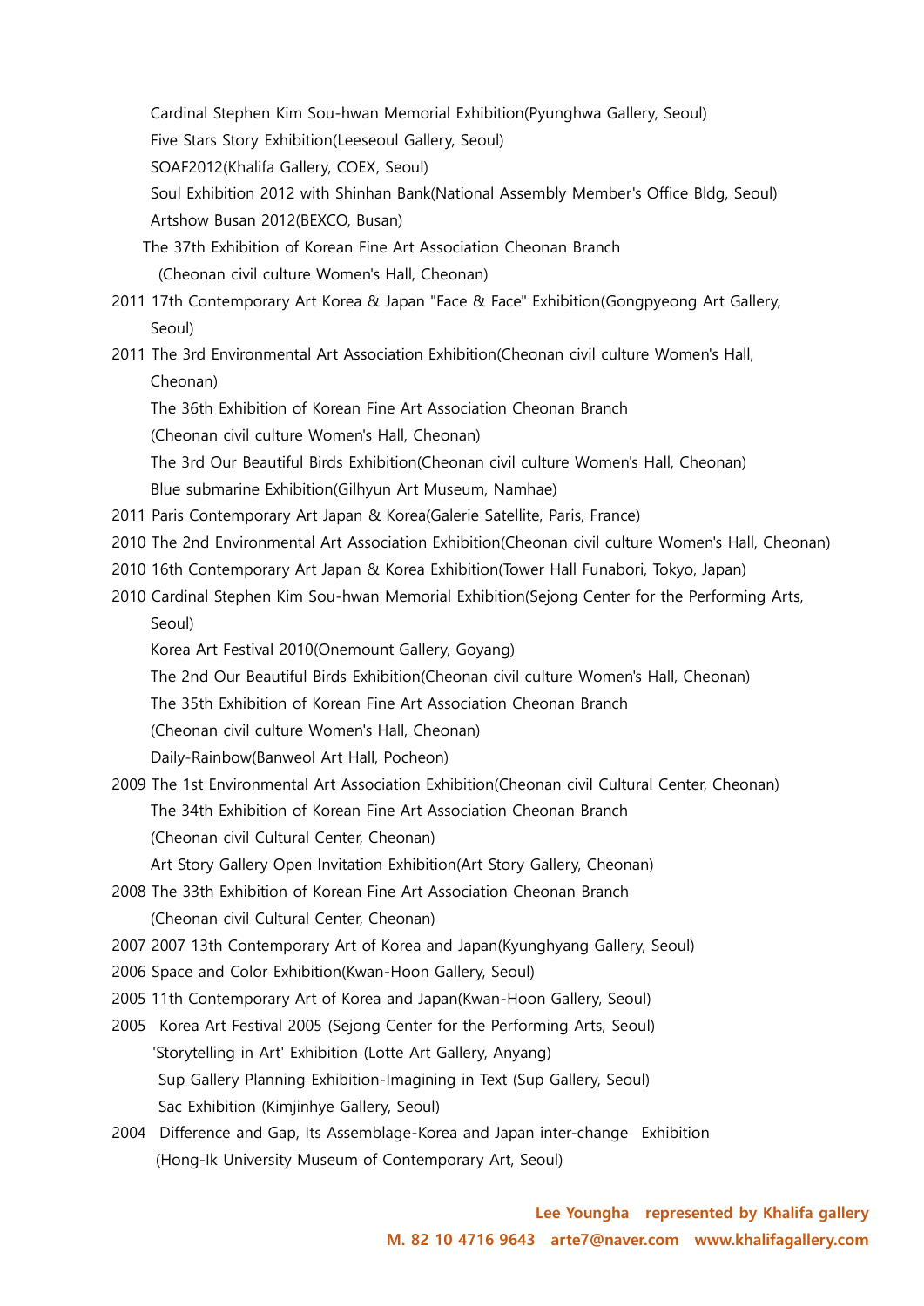Cardinal Stephen Kim Sou-hwan Memorial Exhibition(Pyunghwa Gallery, Seoul)
Five Stars Story Exhibition(Leeseoul Gallery, Seoul)
SOAF2012(Khalifa Gallery, COEX, Seoul)
Soul Exhibition 2012 with Shinhan Bank(National Assembly Member's Office Bldg, Seoul)
Artshow Busan 2012(BEXCO, Busan)
The 37th Exhibition of Korean Fine Art Association Cheonan Branch
(Cheonan civil culture Women's Hall, Cheonan)

2011 17th Contemporary Art Korea & Japan "Face & Face" Exhibition(Gongpyeong Art Gallery, Seoul)

2011 The 3rd Environmental Art Association Exhibition(Cheonan civil culture Women's Hall, Cheonan)
The 36th Exhibition of Korean Fine Art Association Cheonan Branch
(Cheonan civil culture Women's Hall, Cheonan)
The 3rd Our Beautiful Birds Exhibition(Cheonan civil culture Women's Hall, Cheonan)
Blue submarine Exhibition(Gilhyun Art Museum, Namhae)

2011 Paris Contemporary Art Japan & Korea(Galerie Satellite, Paris, France)

2010 The 2nd Environmental Art Association Exhibition(Cheonan civil culture Women's Hall, Cheonan)

2010 16th Contemporary Art Japan & Korea Exhibition(Tower Hall Funabori, Tokyo, Japan)

2010 Cardinal Stephen Kim Sou-hwan Memorial Exhibition(Sejong Center for the Performing Arts, Seoul)
Korea Art Festival 2010(Onemount Gallery, Goyang)
The 2nd Our Beautiful Birds Exhibition(Cheonan civil culture Women's Hall, Cheonan)
The 35th Exhibition of Korean Fine Art Association Cheonan Branch
(Cheonan civil culture Women's Hall, Cheonan)
Daily-Rainbow(Banweol Art Hall, Pocheon)

2009 The 1st Environmental Art Association Exhibition(Cheonan civil Cultural Center, Cheonan)
The 34th Exhibition of Korean Fine Art Association Cheonan Branch
(Cheonan civil Cultural Center, Cheonan)
Art Story Gallery Open Invitation Exhibition(Art Story Gallery, Cheonan)

2008 The 33th Exhibition of Korean Fine Art Association Cheonan Branch
(Cheonan civil Cultural Center, Cheonan)

2007 2007 13th Contemporary Art of Korea and Japan(Kyunghyang Gallery, Seoul)

2006 Space and Color Exhibition(Kwan-Hoon Gallery, Seoul)

2005 11th Contemporary Art of Korea and Japan(Kwan-Hoon Gallery, Seoul)

2005 Korea Art Festival 2005 (Sejong Center for the Performing Arts, Seoul)
'Storytelling in Art' Exhibition (Lotte Art Gallery, Anyang)
Sup Gallery Planning Exhibition-Imagining in Text (Sup Gallery, Seoul)
Sac Exhibition (Kimjinhye Gallery, Seoul)

2004 Difference and Gap, Its Assemblage-Korea and Japan inter-change Exhibition
(Hong-Ik University Museum of Contemporary Art, Seoul)

**Lee Youngha represented by Khalifa gallery**
**M. 82 10 4716 9643 arte7@naver.com www.khalifagallery.com**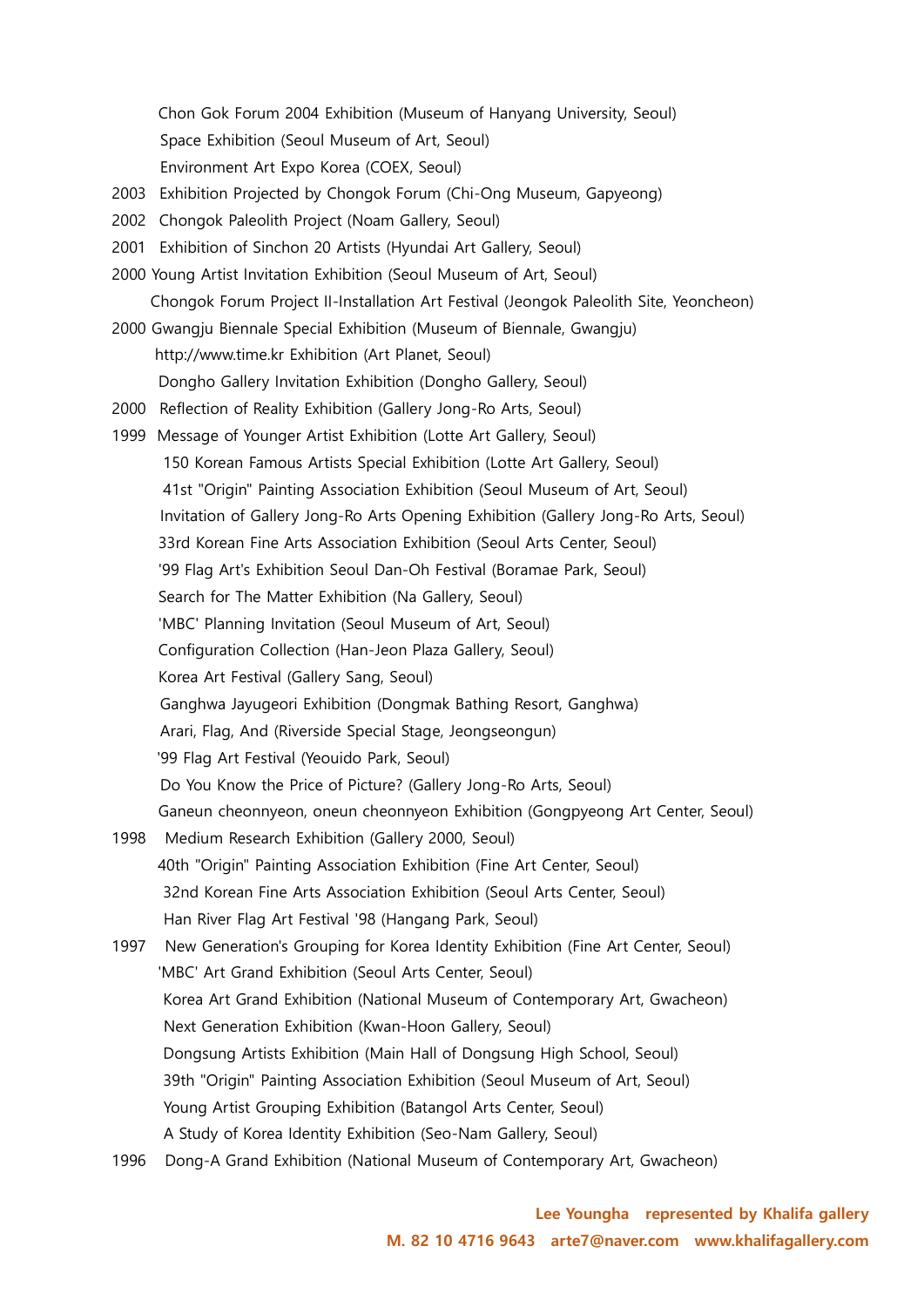Chon Gok Forum 2004 Exhibition (Museum of Hanyang University, Seoul)
Space Exhibition (Seoul Museum of Art, Seoul)
Environment Art Expo Korea (COEX, Seoul)

2003 Exhibition Projected by Chongok Forum (Chi-Ong Museum, Gapyeong)

2002 Chongok Paleolith Project (Noam Gallery, Seoul)

2001 Exhibition of Sinchon 20 Artists (Hyundai Art Gallery, Seoul)

2000 Young Artist Invitation Exhibition (Seoul Museum of Art, Seoul)
Chongok Forum Project II-Installation Art Festival (Jeongok Paleolith Site, Yeoncheon)

2000 Gwangju Biennale Special Exhibition (Museum of Biennale, Gwangju)
http://www.time.kr Exhibition (Art Planet, Seoul)
Dongho Gallery Invitation Exhibition (Dongho Gallery, Seoul)

2000 Reflection of Reality Exhibition (Gallery Jong-Ro Arts, Seoul)

1999 Message of Younger Artist Exhibition (Lotte Art Gallery, Seoul)
150 Korean Famous Artists Special Exhibition (Lotte Art Gallery, Seoul)
41st "Origin" Painting Association Exhibition (Seoul Museum of Art, Seoul)
Invitation of Gallery Jong-Ro Arts Opening Exhibition (Gallery Jong-Ro Arts, Seoul)
33rd Korean Fine Arts Association Exhibition (Seoul Arts Center, Seoul)
'99 Flag Art's Exhibition Seoul Dan-Oh Festival (Boramae Park, Seoul)
Search for The Matter Exhibition (Na Gallery, Seoul)
'MBC' Planning Invitation (Seoul Museum of Art, Seoul)
Configuration Collection (Han-Jeon Plaza Gallery, Seoul)
Korea Art Festival (Gallery Sang, Seoul)
Ganghwa Jayugeori Exhibition (Dongmak Bathing Resort, Ganghwa)
Arari, Flag, And (Riverside Special Stage, Jeongseongun)
'99 Flag Art Festival (Yeouido Park, Seoul)
Do You Know the Price of Picture? (Gallery Jong-Ro Arts, Seoul)
Ganeun cheonnyeon, oneun cheonnyeon Exhibition (Gongpyeong Art Center, Seoul)

1998 Medium Research Exhibition (Gallery 2000, Seoul)
40th "Origin" Painting Association Exhibition (Fine Art Center, Seoul)
32nd Korean Fine Arts Association Exhibition (Seoul Arts Center, Seoul)
Han River Flag Art Festival '98 (Hangang Park, Seoul)

1997 New Generation's Grouping for Korea Identity Exhibition (Fine Art Center, Seoul)
'MBC' Art Grand Exhibition (Seoul Arts Center, Seoul)
Korea Art Grand Exhibition (National Museum of Contemporary Art, Gwacheon)
Next Generation Exhibition (Kwan-Hoon Gallery, Seoul)
Dongsung Artists Exhibition (Main Hall of Dongsung High School, Seoul)
39th "Origin" Painting Association Exhibition (Seoul Museum of Art, Seoul)
Young Artist Grouping Exhibition (Batangol Arts Center, Seoul)
A Study of Korea Identity Exhibition (Seo-Nam Gallery, Seoul)

1996 Dong-A Grand Exhibition (National Museum of Contemporary Art, Gwacheon)

**Lee Youngha represented by Khalifa gallery**
**M. 82 10 4716 9643 arte7@naver.com www.khalifagallery.com**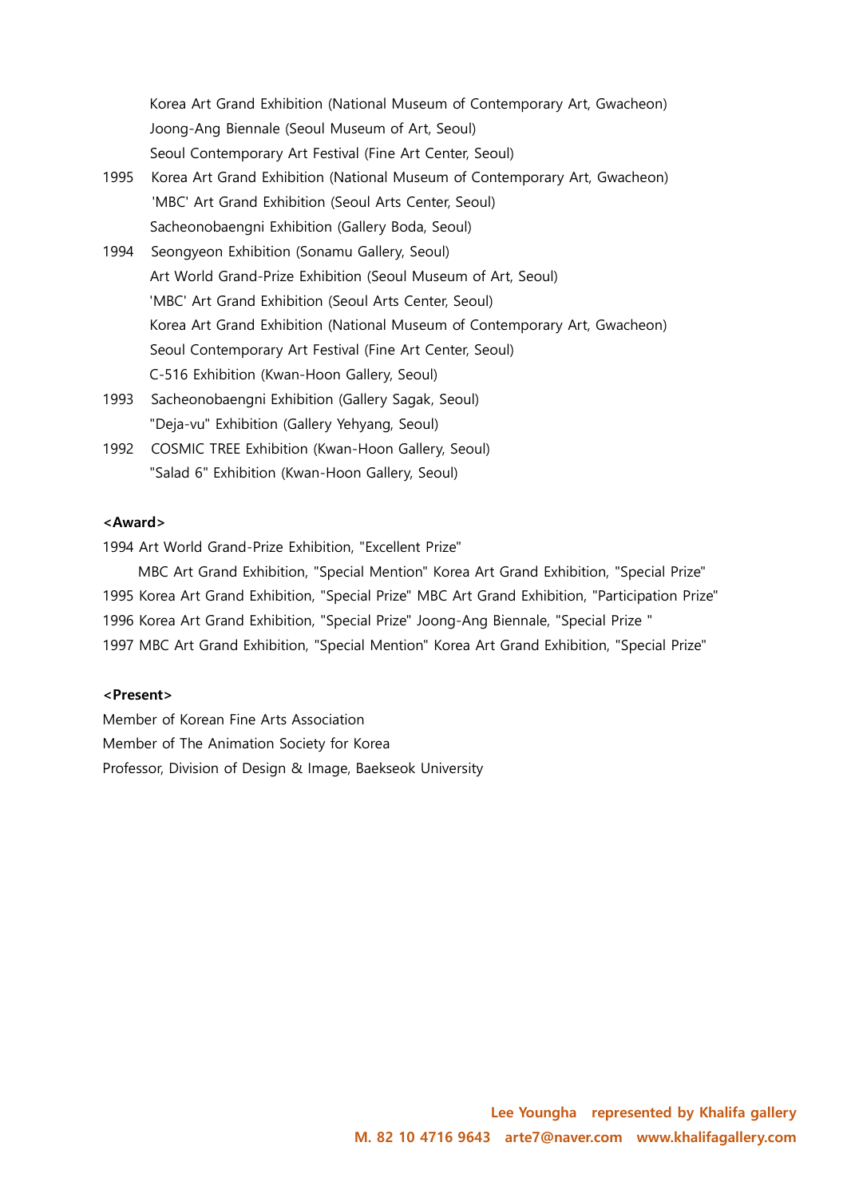Korea Art Grand Exhibition (National Museum of Contemporary Art, Gwacheon)
Joong-Ang Biennale (Seoul Museum of Art, Seoul)
Seoul Contemporary Art Festival (Fine Art Center, Seoul)

1995 Korea Art Grand Exhibition (National Museum of Contemporary Art, Gwacheon)
'MBC' Art Grand Exhibition (Seoul Arts Center, Seoul)
Sacheonobaengni Exhibition (Gallery Boda, Seoul)

1994 Seongyeon Exhibition (Sonamu Gallery, Seoul)
Art World Grand-Prize Exhibition (Seoul Museum of Art, Seoul)
'MBC' Art Grand Exhibition (Seoul Arts Center, Seoul)
Korea Art Grand Exhibition (National Museum of Contemporary Art, Gwacheon)
Seoul Contemporary Art Festival (Fine Art Center, Seoul)
C-516 Exhibition (Kwan-Hoon Gallery, Seoul)

1993 Sacheonobaengni Exhibition (Gallery Sagak, Seoul)
"Deja-vu" Exhibition (Gallery Yehyang, Seoul)

1992 COSMIC TREE Exhibition (Kwan-Hoon Gallery, Seoul)
"Salad 6" Exhibition (Kwan-Hoon Gallery, Seoul)

**<Award>**

1994 Art World Grand-Prize Exhibition, "Excellent Prize"
MBC Art Grand Exhibition, "Special Mention" Korea Art Grand Exhibition, "Special Prize"
1995 Korea Art Grand Exhibition, "Special Prize" MBC Art Grand Exhibition, "Participation Prize"
1996 Korea Art Grand Exhibition, "Special Prize" Joong-Ang Biennale, "Special Prize "
1997 MBC Art Grand Exhibition, "Special Mention" Korea Art Grand Exhibition, "Special Prize"

**<Present>**

Member of Korean Fine Arts Association
Member of The Animation Society for Korea
Professor, Division of Design & Image, Baekseok University

**Lee Youngha represented by Khalifa gallery**
**M. 82 10 4716 9643 arte7@naver.com www.khalifagallery.com**